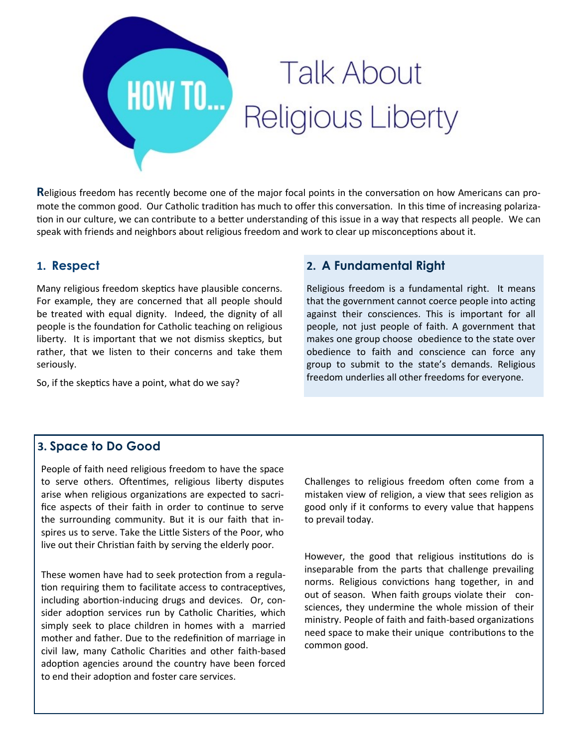# HOW TO... Talk About Religious Liberty

Religious freedom has recently become one of the major focal points in the conversation on how Americans can promote the common good. Our Catholic tradition has much to offer this conversation. In this time of increasing polarization in our culture, we can contribute to a better understanding of this issue in a way that respects all people. We can speak with friends and neighbors about religious freedom and work to clear up misconceptions about it.

## 1. Respect

Many religious freedom skeptics have plausible concerns. For example, they are concerned that all people should be treated with equal dignity. Indeed, the dignity of all people is the foundation for Catholic teaching on religious liberty. It is important that we not dismiss skeptics, but rather, that we listen to their concerns and take them seriously.

So, if the skeptics have a point, what do we say?

## 2. A Fundamental Right

Religious freedom is a fundamental right. It means that the government cannot coerce people into acting against their consciences. This is important for all people, not just people of faith. A government that makes one group choose obedience to the state over obedience to faith and conscience can force any group to submit to the state's demands. Religious freedom underlies all other freedoms for everyone.

## 3. Space to Do Good

People of faith need religious freedom to have the space to serve others. Oftentimes, religious liberty disputes arise when religious organizations are expected to sacrifice aspects of their faith in order to continue to serve the surrounding community. But it is our faith that inspires us to serve. Take the Little Sisters of the Poor, who live out their Christian faith by serving the elderly poor.

These women have had to seek protection from a regulation requiring them to facilitate access to contraceptives, including abortion-inducing drugs and devices. Or, consider adoption services run by Catholic Charities, which simply seek to place children in homes with a married mother and father. Due to the redefinition of marriage in civil law, many Catholic Charities and other faith-based adoption agencies around the country have been forced to end their adoption and foster care services.

Challenges to religious freedom often come from a mistaken view of religion, a view that sees religion as good only if it conforms to every value that happens to prevail today.

However, the good that religious institutions do is inseparable from the parts that challenge prevailing norms. Religious convictions hang together, in and out of season. When faith groups violate their consciences, they undermine the whole mission of their ministry. People of faith and faith-based organizations need space to make their unique contributions to the common good.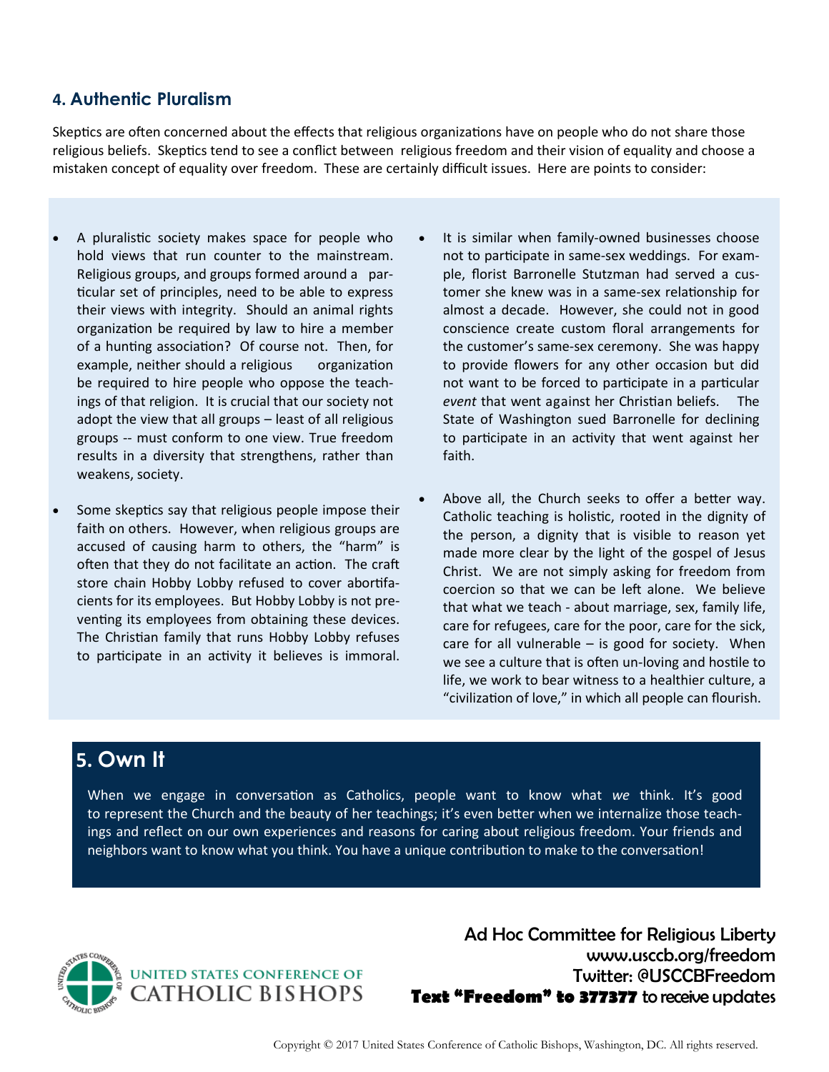## 4. Authentic Pluralism

Skeptics are often concerned about the effects that religious organizations have on people who do not share those religious beliefs. Skeptics tend to see a conflict between religious freedom and their vision of equality and choose a mistaken concept of equality over freedom. These are certainly difficult issues. Here are points to consider:

- A pluralistic society makes space for people who hold views that run counter to the mainstream. Religious groups, and groups formed around a particular set of principles, need to be able to express their views with integrity. Should an animal rights organization be required by law to hire a member of a hunting association? Of course not. Then, for example, neither should a religious organization be required to hire people who oppose the teachings of that religion. It is crucial that our society not adopt the view that all groups – least of all religious groups -- must conform to one view. True freedom results in a diversity that strengthens, rather than weakens, society.

- Some skeptics say that religious people impose their faith on others. However, when religious groups are accused of causing harm to others, the "harm" is often that they do not facilitate an action. The craft store chain Hobby Lobby refused to cover abortifacients for its employees. But Hobby Lobby is not preventing its employees from obtaining these devices. The Christian family that runs Hobby Lobby refuses to participate in an activity it believes is immoral.

- It is similar when family-owned businesses choose not to participate in same-sex weddings. For example, florist Barronelle Stutzman had served a customer she knew was in a same-sex relationship for almost a decade. However, she could not in good conscience create custom floral arrangements for the customer's same-sex ceremony. She was happy to provide flowers for any other occasion but did not want to be forced to participate in a particular *event* that went against her Christian beliefs. The State of Washington sued Barronelle for declining to participate in an activity that went against her faith.

- Above all, the Church seeks to offer a better way. Catholic teaching is holistic, rooted in the dignity of the person, a dignity that is visible to reason yet made more clear by the light of the gospel of Jesus Christ. We are not simply asking for freedom from coercion so that we can be left alone. We believe that what we teach - about marriage, sex, family life, care for refugees, care for the poor, care for the sick, care for all vulnerable – is good for society. When we see a culture that is often un-loving and hostile to life, we work to bear witness to a healthier culture, a "civilization of love," in which all people can flourish.

## 5. Own It

When we engage in conversation as Catholics, people want to know what *we* think. It's good to represent the Church and the beauty of her teachings; it's even better when we internalize those teachings and reflect on our own experiences and reasons for caring about religious freedom. Your friends and neighbors want to know what you think. You have a unique contribution to make to the conversation!

UNITED STATES CONFERENCE OF CATHOLIC BISHOPS

Ad Hoc Committee for Religious Liberty
www.usccb.org/freedom
Twitter: @USCCBFreedom
**Text "Freedom" to 377377** to receive updates

Copyright © 2017 United States Conference of Catholic Bishops, Washington, DC. All rights reserved.